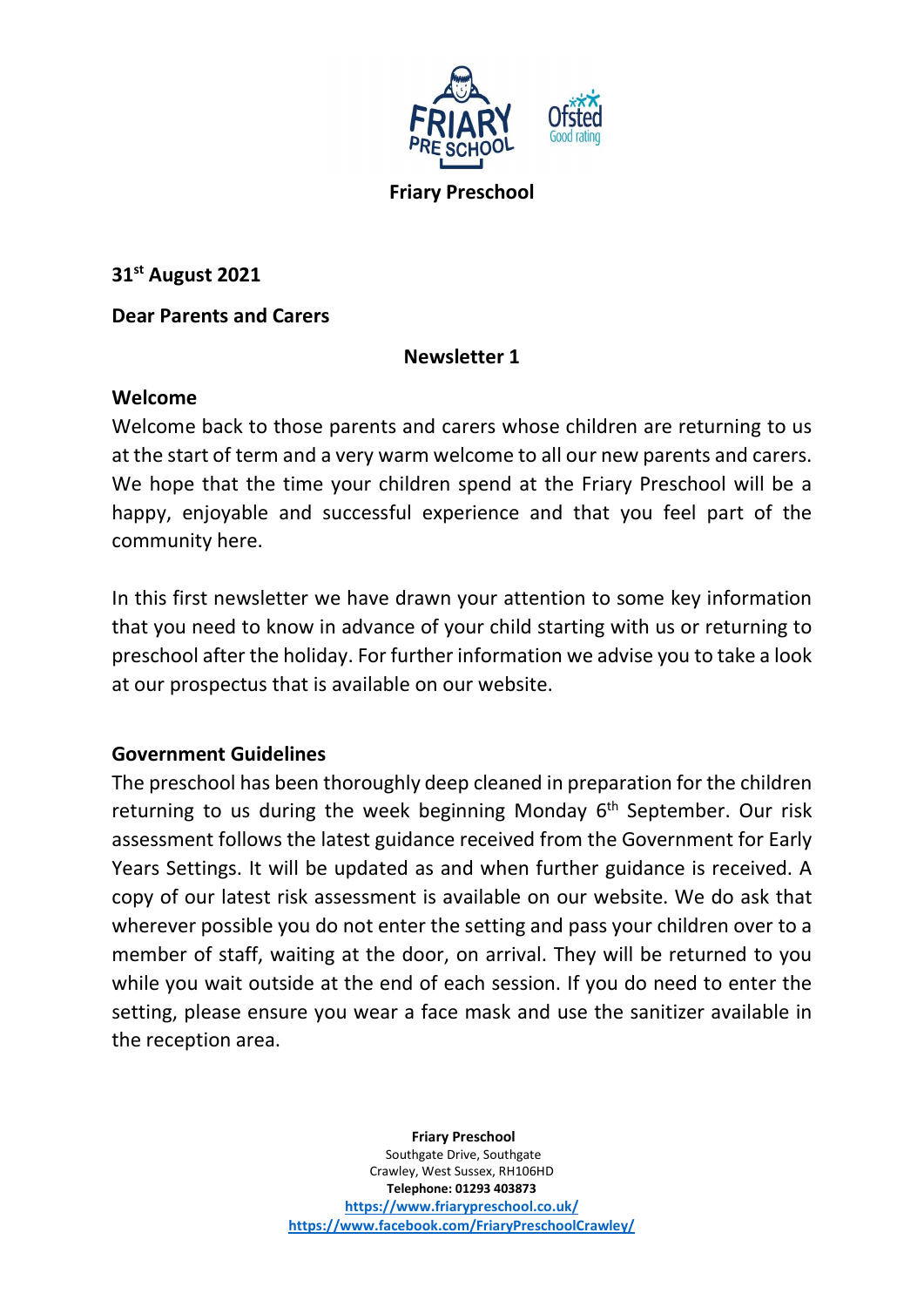**Friary Preschool**

**31st August 2021**

**Dear Parents and Carers**

**Newsletter 1**

## Welcome

Welcome back to those parents and carers whose children are returning to us at the start of term and a very warm welcome to all our new parents and carers. We hope that the time your children spend at the Friary Preschool will be a happy, enjoyable and successful experience and that you feel part of the community here.

In this first newsletter we have drawn your attention to some key information that you need to know in advance of your child starting with us or returning to preschool after the holiday. For further information we advise you to take a look at our prospectus that is available on our website.

## Government Guidelines

The preschool has been thoroughly deep cleaned in preparation for the children returning to us during the week beginning Monday 6th September. Our risk assessment follows the latest guidance received from the Government for Early Years Settings. It will be updated as and when further guidance is received. A copy of our latest risk assessment is available on our website. We do ask that wherever possible you do not enter the setting and pass your children over to a member of staff, waiting at the door, on arrival. They will be returned to you while you wait outside at the end of each session. If you do need to enter the setting, please ensure you wear a face mask and use the sanitizer available in the reception area.

**Friary Preschool**
Southgate Drive, Southgate
Crawley, West Sussex, RH106HD
**Telephone: 01293 403873**
https://www.friarypreschool.co.uk/
https://www.facebook.com/FriaryPreschoolCrawley/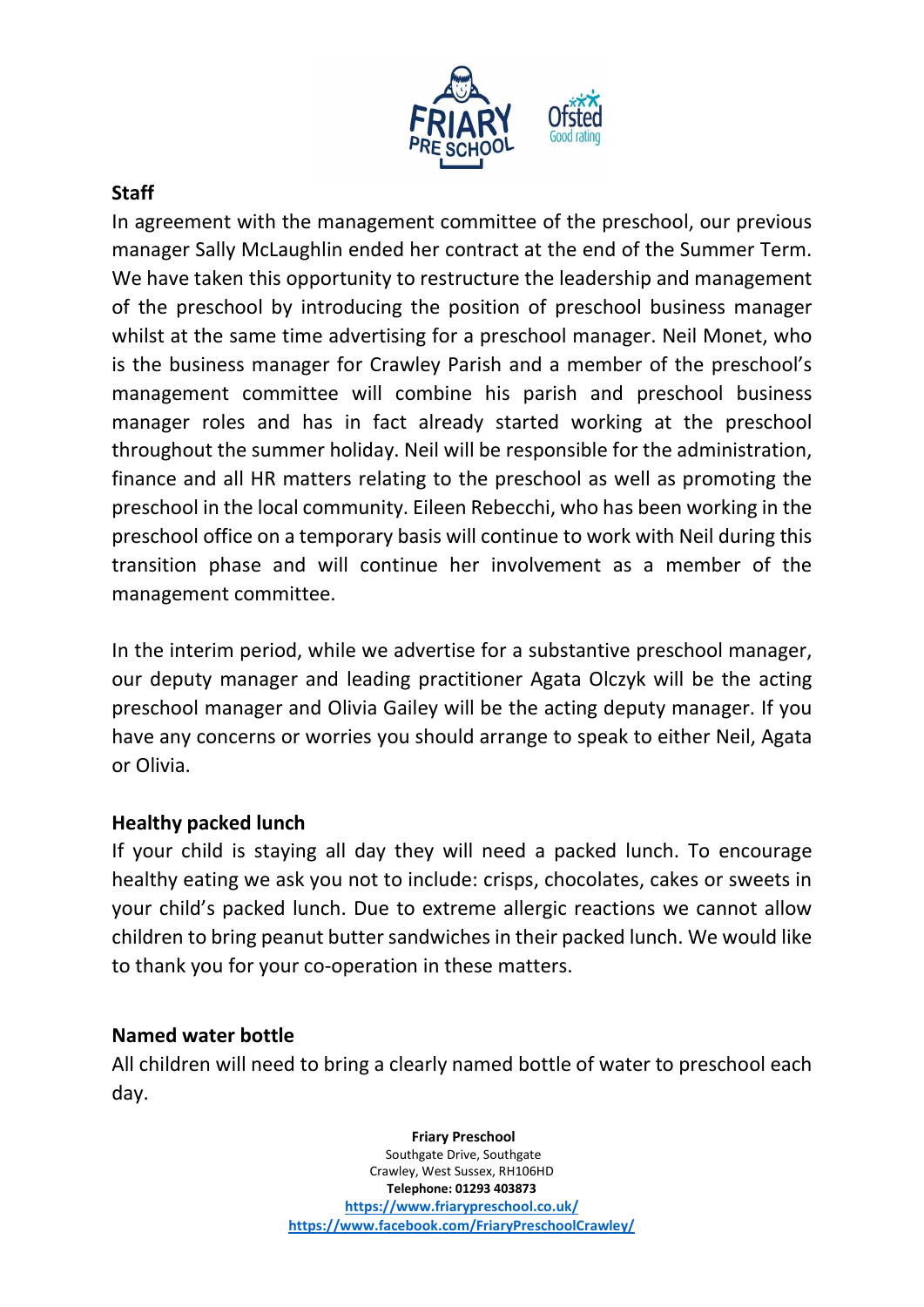## Staff

In agreement with the management committee of the preschool, our previous manager Sally McLaughlin ended her contract at the end of the Summer Term. We have taken this opportunity to restructure the leadership and management of the preschool by introducing the position of preschool business manager whilst at the same time advertising for a preschool manager. Neil Monet, who is the business manager for Crawley Parish and a member of the preschool's management committee will combine his parish and preschool business manager roles and has in fact already started working at the preschool throughout the summer holiday. Neil will be responsible for the administration, finance and all HR matters relating to the preschool as well as promoting the preschool in the local community. Eileen Rebecchi, who has been working in the preschool office on a temporary basis will continue to work with Neil during this transition phase and will continue her involvement as a member of the management committee.

In the interim period, while we advertise for a substantive preschool manager, our deputy manager and leading practitioner Agata Olczyk will be the acting preschool manager and Olivia Gailey will be the acting deputy manager. If you have any concerns or worries you should arrange to speak to either Neil, Agata or Olivia.

## Healthy packed lunch

If your child is staying all day they will need a packed lunch. To encourage healthy eating we ask you not to include: crisps, chocolates, cakes or sweets in your child's packed lunch. Due to extreme allergic reactions we cannot allow children to bring peanut butter sandwiches in their packed lunch. We would like to thank you for your co-operation in these matters.

## Named water bottle

All children will need to bring a clearly named bottle of water to preschool each day.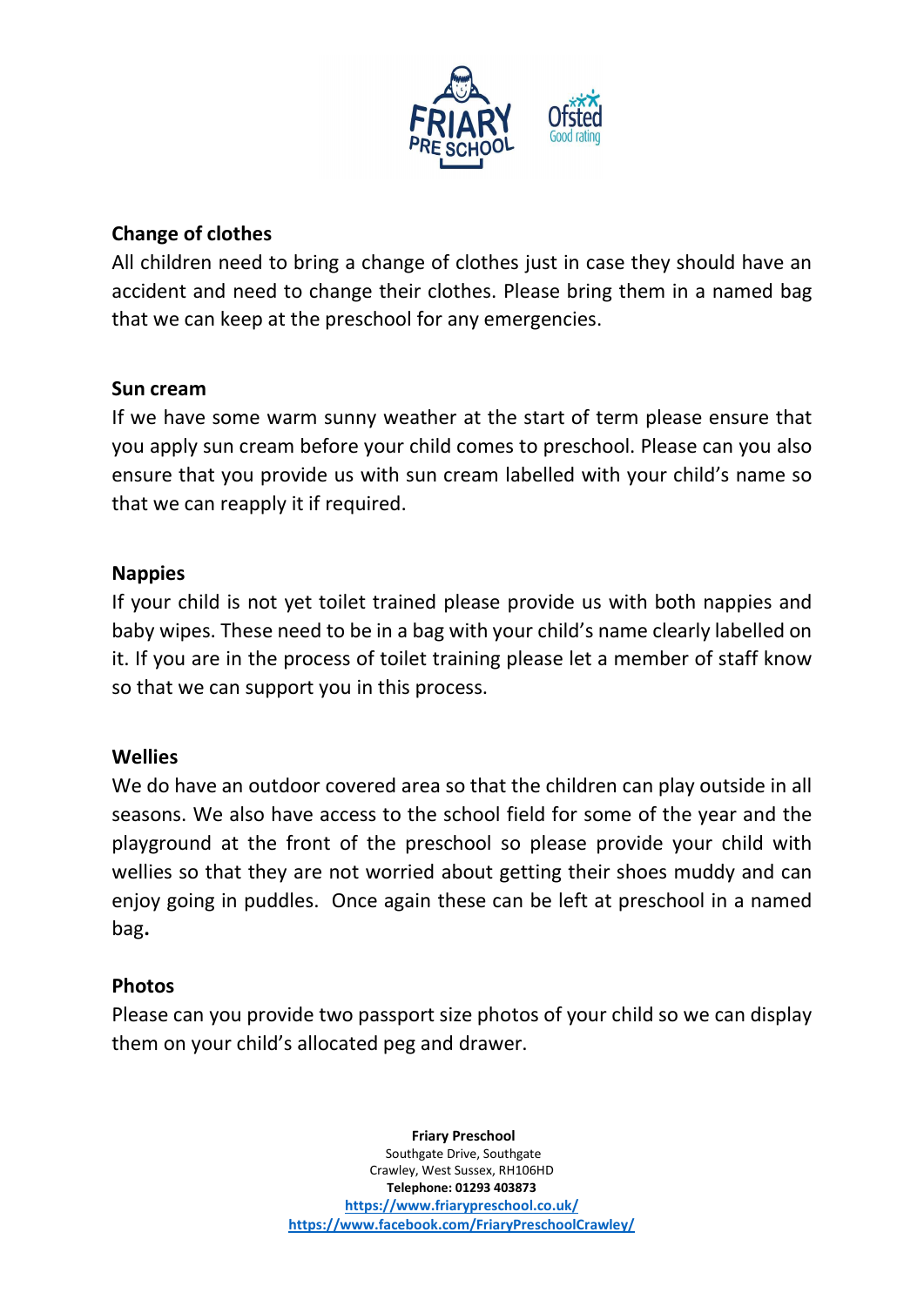## Change of clothes

All children need to bring a change of clothes just in case they should have an accident and need to change their clothes. Please bring them in a named bag that we can keep at the preschool for any emergencies.

## Sun cream

If we have some warm sunny weather at the start of term please ensure that you apply sun cream before your child comes to preschool. Please can you also ensure that you provide us with sun cream labelled with your child's name so that we can reapply it if required.

## Nappies

If your child is not yet toilet trained please provide us with both nappies and baby wipes. These need to be in a bag with your child's name clearly labelled on it. If you are in the process of toilet training please let a member of staff know so that we can support you in this process.

## Wellies

We do have an outdoor covered area so that the children can play outside in all seasons. We also have access to the school field for some of the year and the playground at the front of the preschool so please provide your child with wellies so that they are not worried about getting their shoes muddy and can enjoy going in puddles. Once again these can be left at preschool in a named bag.

## Photos

Please can you provide two passport size photos of your child so we can display them on your child's allocated peg and drawer.

**Friary Preschool**
Southgate Drive, Southgate
Crawley, West Sussex, RH106HD
**Telephone: 01293 403873**
https://www.friarypreschool.co.uk/
https://www.facebook.com/FriaryPreschoolCrawley/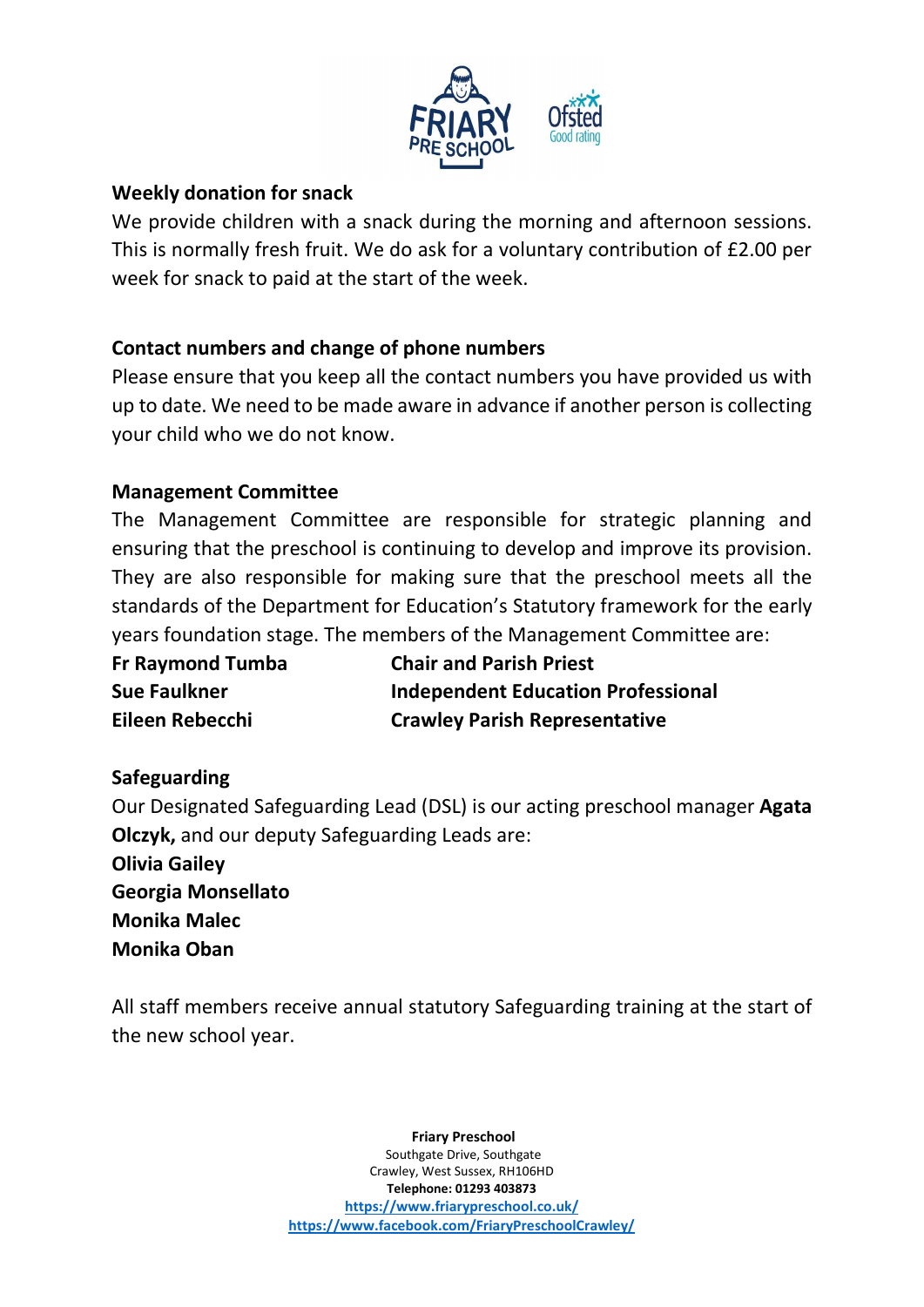**Weekly donation for snack**

We provide children with a snack during the morning and afternoon sessions. This is normally fresh fruit. We do ask for a voluntary contribution of £2.00 per week for snack to paid at the start of the week.

**Contact numbers and change of phone numbers**

Please ensure that you keep all the contact numbers you have provided us with up to date. We need to be made aware in advance if another person is collecting your child who we do not know.

**Management Committee**

The Management Committee are responsible for strategic planning and ensuring that the preschool is continuing to develop and improve its provision. They are also responsible for making sure that the preschool meets all the standards of the Department for Education's Statutory framework for the early years foundation stage. The members of the Management Committee are:

| | |
|---|---|
| **Fr Raymond Tumba** | **Chair and Parish Priest** |
| **Sue Faulkner** | **Independent Education Professional** |
| **Eileen Rebecchi** | **Crawley Parish Representative** |

**Safeguarding**

Our Designated Safeguarding Lead (DSL) is our acting preschool manager **Agata Olczyk,** and our deputy Safeguarding Leads are:

**Olivia Gailey**
**Georgia Monsellato**
**Monika Malec**
**Monika Oban**

All staff members receive annual statutory Safeguarding training at the start of the new school year.

**Friary Preschool**
Southgate Drive, Southgate
Crawley, West Sussex, RH106HD
**Telephone: 01293 403873**
https://www.friarypreschool.co.uk/
https://www.facebook.com/FriaryPreschoolCrawley/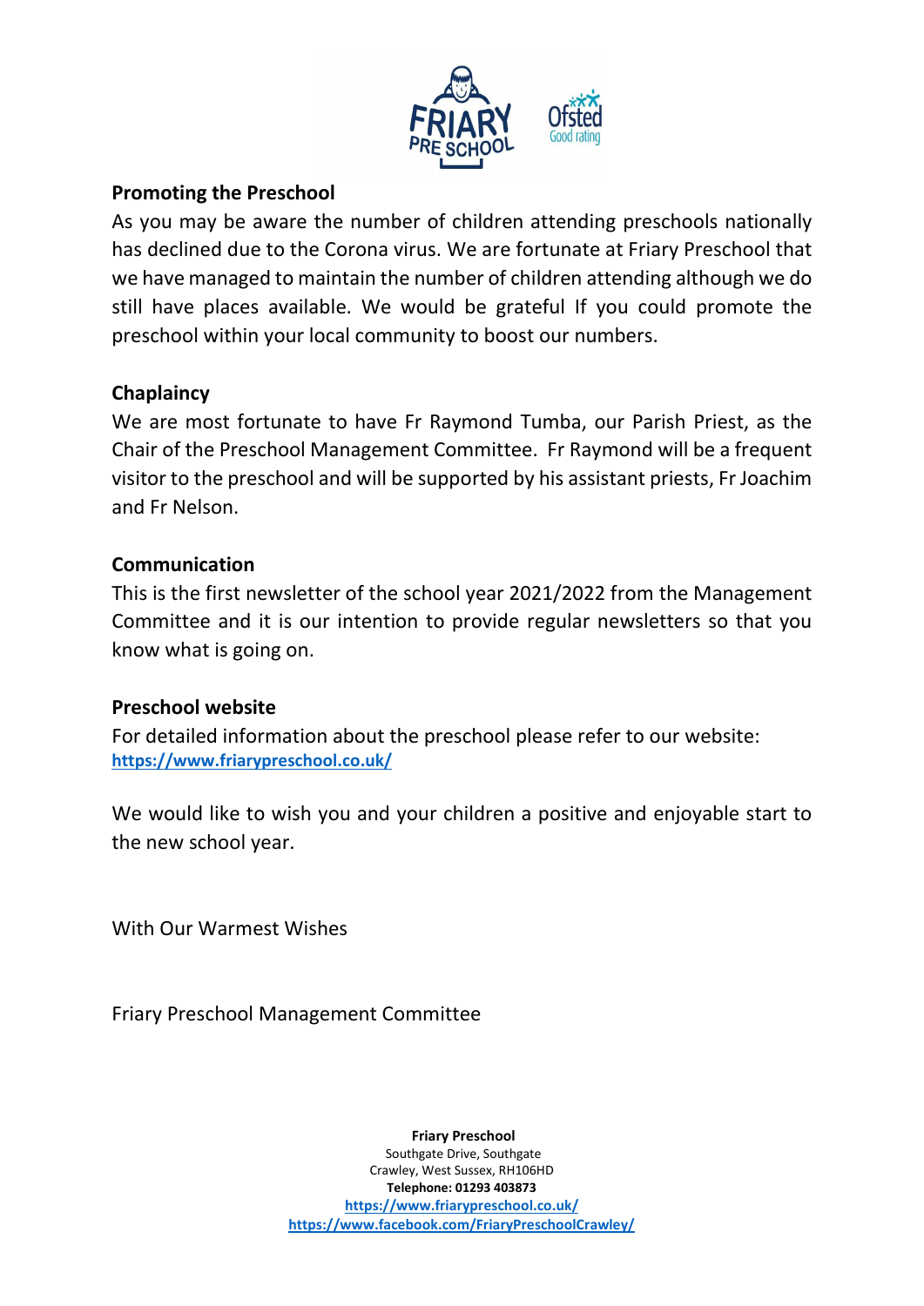### Promoting the Preschool

As you may be aware the number of children attending preschools nationally has declined due to the Corona virus. We are fortunate at Friary Preschool that we have managed to maintain the number of children attending although we do still have places available. We would be grateful If you could promote the preschool within your local community to boost our numbers.

### Chaplaincy

We are most fortunate to have Fr Raymond Tumba, our Parish Priest, as the Chair of the Preschool Management Committee. Fr Raymond will be a frequent visitor to the preschool and will be supported by his assistant priests, Fr Joachim and Fr Nelson.

### Communication

This is the first newsletter of the school year 2021/2022 from the Management Committee and it is our intention to provide regular newsletters so that you know what is going on.

### Preschool website

For detailed information about the preschool please refer to our website:
https://www.friarypreschool.co.uk/

We would like to wish you and your children a positive and enjoyable start to the new school year.

With Our Warmest Wishes

Friary Preschool Management Committee

**Friary Preschool**
Southgate Drive, Southgate
Crawley, West Sussex, RH106HD
**Telephone: 01293 403873**
https://www.friarypreschool.co.uk/
https://www.facebook.com/FriaryPreschoolCrawley/